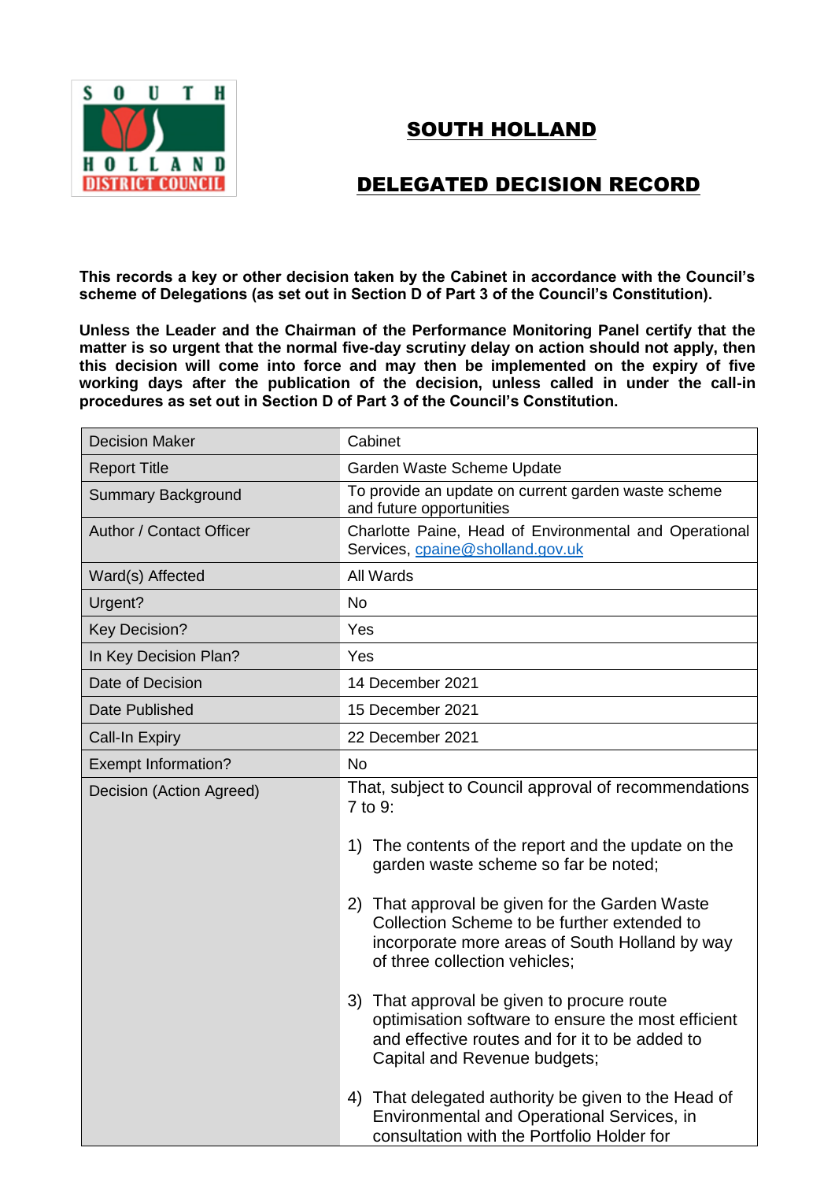# SOUTH HOLLAND

## DELEGATED DECISION RECORD

**This records a key or other decision taken by the Cabinet in accordance with the Council's scheme of Delegations (as set out in Section D of Part 3 of the Council's Constitution).**

**Unless the Leader and the Chairman of the Performance Monitoring Panel certify that the matter is so urgent that the normal five-day scrutiny delay on action should not apply, then this decision will come into force and may then be implemented on the expiry of five working days after the publication of the decision, unless called in under the call-in procedures as set out in Section D of Part 3 of the Council's Constitution.**

| | |
|---|---|
| Decision Maker | Cabinet |
| Report Title | Garden Waste Scheme Update |
| Summary Background | To provide an update on current garden waste scheme and future opportunities |
| Author / Contact Officer | Charlotte Paine, Head of Environmental and Operational Services, cpaine@sholland.gov.uk |
| Ward(s) Affected | All Wards |
| Urgent? | No |
| Key Decision? | Yes |
| In Key Decision Plan? | Yes |
| Date of Decision | 14 December 2021 |
| Date Published | 15 December 2021 |
| Call-In Expiry | 22 December 2021 |
| Exempt Information? | No |
| Decision (Action Agreed) | That, subject to Council approval of recommendations 7 to 9:<br><br>1) The contents of the report and the update on the garden waste scheme so far be noted;<br><br>2) That approval be given for the Garden Waste Collection Scheme to be further extended to incorporate more areas of South Holland by way of three collection vehicles;<br><br>3) That approval be given to procure route optimisation software to ensure the most efficient and effective routes and for it to be added to Capital and Revenue budgets;<br><br>4) That delegated authority be given to the Head of Environmental and Operational Services, in consultation with the Portfolio Holder for |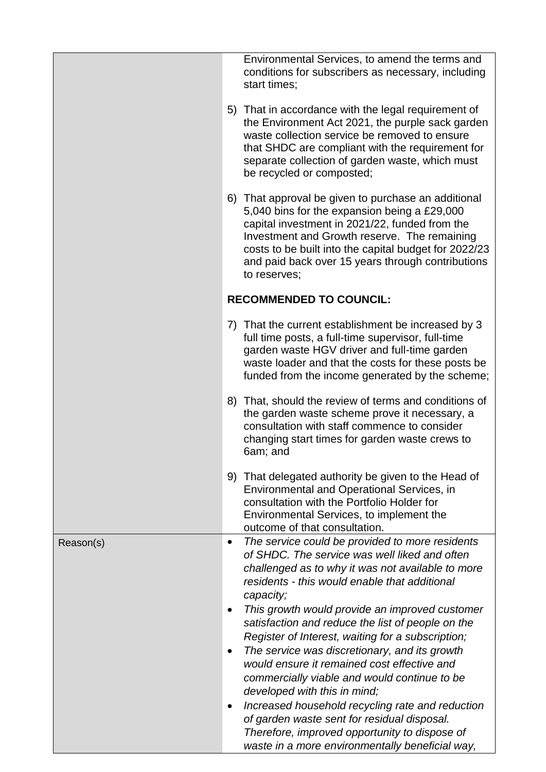| | |
|---|---|
| | Environmental Services, to amend the terms and conditions for subscribers as necessary, including start times;<br><br>5) That in accordance with the legal requirement of the Environment Act 2021, the purple sack garden waste collection service be removed to ensure that SHDC are compliant with the requirement for separate collection of garden waste, which must be recycled or composted;<br><br>6) That approval be given to purchase an additional 5,040 bins for the expansion being a £29,000 capital investment in 2021/22, funded from the Investment and Growth reserve. The remaining costs to be built into the capital budget for 2022/23 and paid back over 15 years through contributions to reserves;<br><br>**RECOMMENDED TO COUNCIL:**<br><br>7) That the current establishment be increased by 3 full time posts, a full-time supervisor, full-time garden waste HGV driver and full-time garden waste loader and that the costs for these posts be funded from the income generated by the scheme;<br><br>8) That, should the review of terms and conditions of the garden waste scheme prove it necessary, a consultation with staff commence to consider changing start times for garden waste crews to 6am; and<br><br>9) That delegated authority be given to the Head of Environmental and Operational Services, in consultation with the Portfolio Holder for Environmental Services, to implement the outcome of that consultation. |
| Reason(s) | • *The service could be provided to more residents of SHDC. The service was well liked and often challenged as to why it was not available to more residents - this would enable that additional capacity;*<br>• *This growth would provide an improved customer satisfaction and reduce the list of people on the Register of Interest, waiting for a subscription;*<br>• *The service was discretionary, and its growth would ensure it remained cost effective and commercially viable and would continue to be developed with this in mind;*<br>• *Increased household recycling rate and reduction of garden waste sent for residual disposal. Therefore, improved opportunity to dispose of waste in a more environmentally beneficial way,* |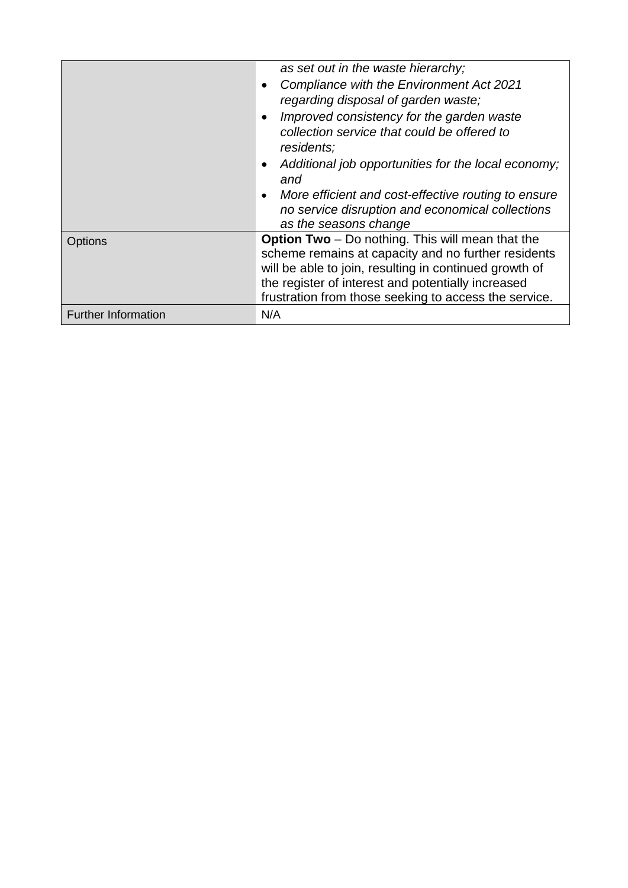| | |
|---|---|
| | *as set out in the waste hierarchy;*<br>• *Compliance with the Environment Act 2021 regarding disposal of garden waste;*<br>• *Improved consistency for the garden waste collection service that could be offered to residents;*<br>• *Additional job opportunities for the local economy; and*<br>• *More efficient and cost-effective routing to ensure no service disruption and economical collections as the seasons change* |
| Options | **Option Two** – Do nothing. This will mean that the scheme remains at capacity and no further residents will be able to join, resulting in continued growth of the register of interest and potentially increased frustration from those seeking to access the service. |
| Further Information | N/A |